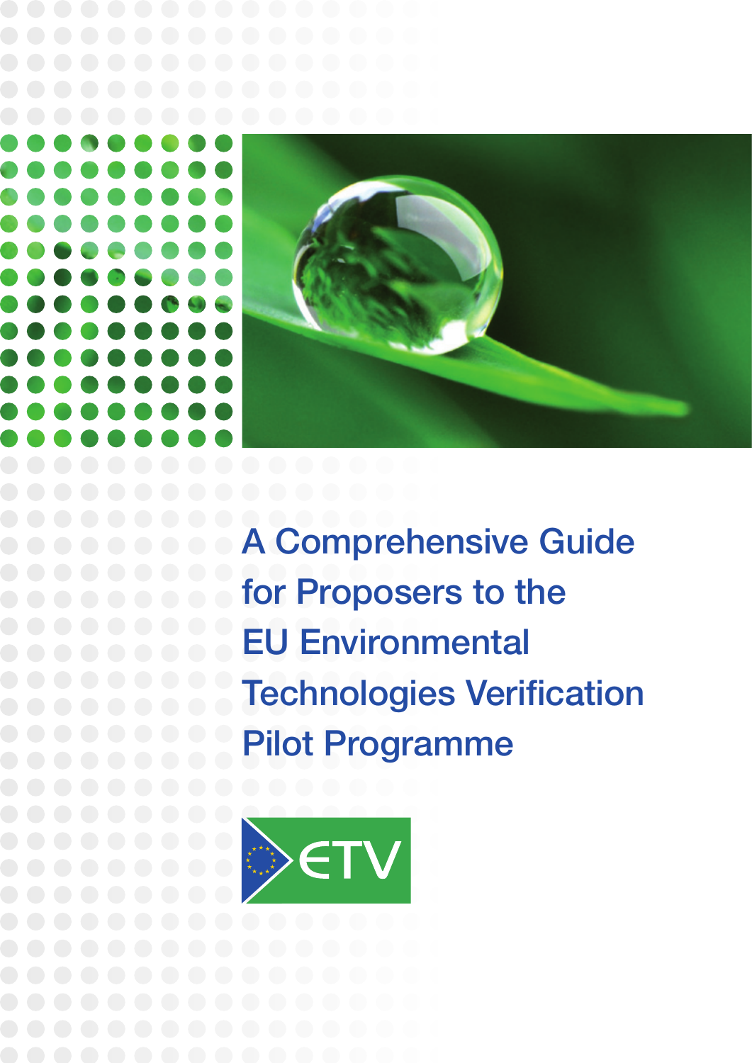# A Comprehensive Guide for Proposers to the EU Environmental Technologies Verification Pilot Programme

ETV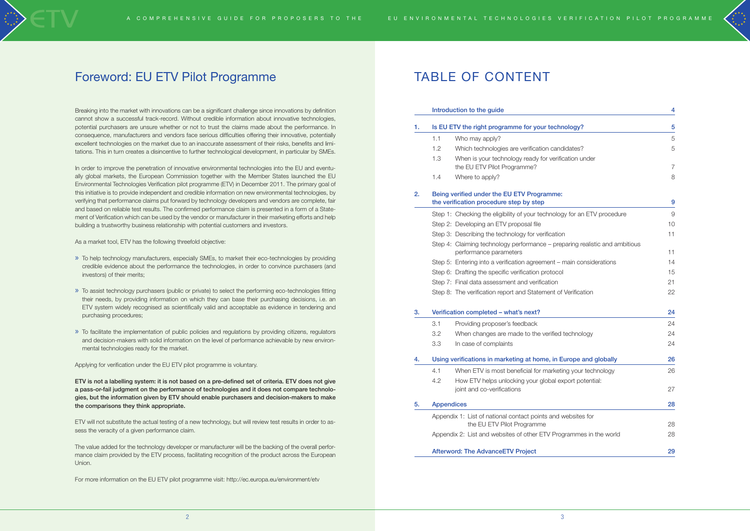# Foreword: EU ETV Pilot Programme

Breaking into the market with innovations can be a significant challenge since innovations by definition cannot show a successful track-record. Without credible information about innovative technologies, potential purchasers are unsure whether or not to trust the claims made about the performance. In consequence, manufacturers and vendors face serious difficulties offering their innovative, potentially excellent technologies on the market due to an inaccurate assessment of their risks, benefits and limitations. This in turn creates a disincentive to further technological development, in particular by SMEs.

In order to improve the penetration of innovative environmental technologies into the EU and eventually global markets, the European Commission together with the Member States launched the EU Environmental Technologies Verification pilot programme (ETV) in December 2011. The primary goal of this initiative is to provide independent and credible information on new environmental technologies, by verifying that performance claims put forward by technology developers and vendors are complete, fair and based on reliable test results. The confirmed performance claim is presented in a form of a Statement of Verification which can be used by the vendor or manufacturer in their marketing efforts and help building a trustworthy business relationship with potential customers and investors.

As a market tool, ETV has the following threefold objective:

» To help technology manufacturers, especially SMEs, to market their eco-technologies by providing credible evidence about the performance the technologies, in order to convince purchasers (and investors) of their merits;

» To assist technology purchasers (public or private) to select the performing eco-technologies fitting their needs, by providing information on which they can base their purchasing decisions, i.e. an ETV system widely recognised as scientifically valid and acceptable as evidence in tendering and purchasing procedures;

» To facilitate the implementation of public policies and regulations by providing citizens, regulators and decision-makers with solid information on the level of performance achievable by new environmental technologies ready for the market.

Applying for verification under the EU ETV pilot programme is voluntary.

**ETV is not a labelling system: it is not based on a pre-defined set of criteria. ETV does not give a pass-or-fail judgment on the performance of technologies and it does not compare technologies, but the information given by ETV should enable purchasers and decision-makers to make the comparisons they think appropriate.**

ETV will not substitute the actual testing of a new technology, but will review test results in order to assess the veracity of a given performance claim.

The value added for the technology developer or manufacturer will be the backing of the overall performance claim provided by the ETV process, facilitating recognition of the product across the European Union.

For more information on the EU ETV pilot programme visit: http://ec.europa.eu/environment/etv

# TABLE OF CONTENT

| | | |
|---|---|---|
| | **Introduction to the guide** | **4** |
| **1.** | **Is EU ETV the right programme for your technology?** | **5** |
| | 1.1 Who may apply? | 5 |
| | 1.2 Which technologies are verification candidates? | 5 |
| | 1.3 When is your technology ready for verification under the EU ETV Pilot Programme? | 7 |
| | 1.4 Where to apply? | 8 |
| **2.** | **Being verified under the EU ETV Programme: the verification procedure step by step** | **9** |
| | Step 1: Checking the eligibility of your technology for an ETV procedure | 9 |
| | Step 2: Developing an ETV proposal file | 10 |
| | Step 3: Describing the technology for verification | 11 |
| | Step 4: Claiming technology performance – preparing realistic and ambitious performance parameters | 11 |
| | Step 5: Entering into a verification agreement – main considerations | 14 |
| | Step 6: Drafting the specific verification protocol | 15 |
| | Step 7: Final data assessment and verification | 21 |
| | Step 8: The verification report and Statement of Verification | 22 |
| **3.** | **Verification completed – what's next?** | **24** |
| | 3.1 Providing proposer's feedback | 24 |
| | 3.2 When changes are made to the verified technology | 24 |
| | 3.3 In case of complaints | 24 |
| **4.** | **Using verifications in marketing at home, in Europe and globally** | **26** |
| | 4.1 When ETV is most beneficial for marketing your technology | 26 |
| | 4.2 How ETV helps unlocking your global export potential: joint and co-verifications | 27 |
| **5.** | **Appendices** | **28** |
| | Appendix 1: List of national contact points and websites for the EU ETV Pilot Programme | 28 |
| | Appendix 2: List and websites of other ETV Programmes in the world | 28 |
| | **Afterword: The AdvanceETV Project** | **29** |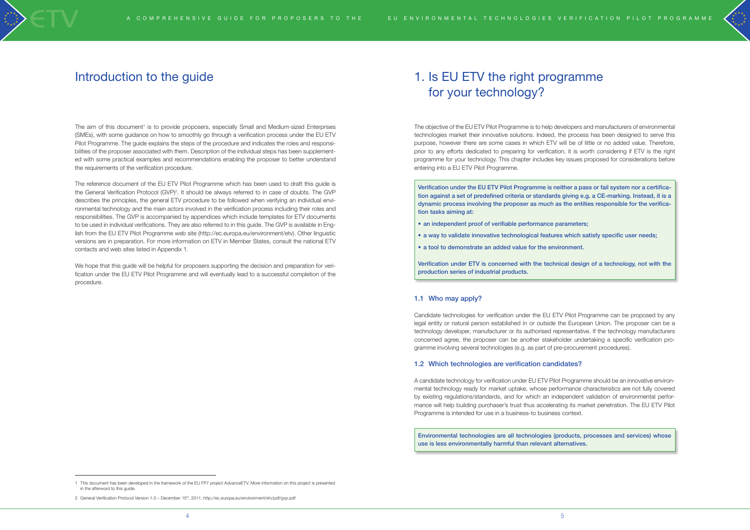# Introduction to the guide

The aim of this document[1] is to provide proposers, especially Small and Medium-sized Enterprises (SMEs), with some guidance on how to smoothly go through a verification process under the EU ETV Pilot Programme. The guide explains the steps of the procedure and indicates the roles and responsibilities of the proposer associated with them. Description of the individual steps has been supplemented with some practical examples and recommendations enabling the proposer to better understand the requirements of the verification procedure.

The reference document of the EU ETV Pilot Programme which has been used to draft this guide is the General Verification Protocol (GVP)[2]. It should be always referred to in case of doubts. The GVP describes the principles, the general ETV procedure to be followed when verifying an individual environmental technology and the main actors involved in the verification process including their roles and responsibilities. The GVP is accompanied by appendices which include templates for ETV documents to be used in individual verifications. They are also referred to in this guide. The GVP is available in English from the EU ETV Pilot Programme web site (http://ec.europa.eu/environment/etv). Other linguistic versions are in preparation. For more information on ETV in Member States, consult the national ETV contacts and web sites listed in Appendix 1.

We hope that this guide will be helpful for proposers supporting the decision and preparation for verification under the EU ETV Pilot Programme and will eventually lead to a successful completion of the procedure.

1 This document has been developed in the framework of the EU FP7 project AdvanceETV. More information on this project is presented in the afterword to this guide.

2 General Verification Protocol Version 1.0 – December 15th, 2011, http://ec.europa.eu/environment/etv/pdf/gvp.pdf

# 1. Is EU ETV the right programme for your technology?

The objective of the EU ETV Pilot Programme is to help developers and manufacturers of environmental technologies market their innovative solutions. Indeed, the process has been designed to serve this purpose, however there are some cases in which ETV will be of little or no added value. Therefore, prior to any efforts dedicated to preparing for verification, it is worth considering if ETV is the right programme for your technology. This chapter includes key issues proposed for considerations before entering into a EU ETV Pilot Programme.

**Verification under the EU ETV Pilot Programme is neither a pass or fail system nor a certification against a set of predefined criteria or standards giving e.g. a CE-marking. Instead, it is a dynamic process involving the proposer as much as the entities responsible for the verification tasks aiming at:**

- **an independent proof of verifiable performance parameters;**
- **a way to validate innovative technological features which satisfy specific user needs;**
- **a tool to demonstrate an added value for the environment.**

**Verification under ETV is concerned with the technical design of a technology, not with the production series of industrial products.**

### 1.1 Who may apply?

Candidate technologies for verification under the EU ETV Pilot Programme can be proposed by any legal entity or natural person established in or outside the European Union. The proposer can be a technology developer, manufacturer or its authorised representative. If the technology manufacturers concerned agree, the proposer can be another stakeholder undertaking a specific verification programme involving several technologies (e.g. as part of pre-procurement procedures).

### 1.2 Which technologies are verification candidates?

A candidate technology for verification under EU ETV Pilot Programme should be an innovative environmental technology ready for market uptake, whose performance characteristics are not fully covered by existing regulations/standards, and for which an independent validation of environmental performance will help building purchaser's trust thus accelerating its market penetration. The EU ETV Pilot Programme is intended for use in a business-to business context.

**Environmental technologies are all technologies (products, processes and services) whose use is less environmentally harmful than relevant alternatives.**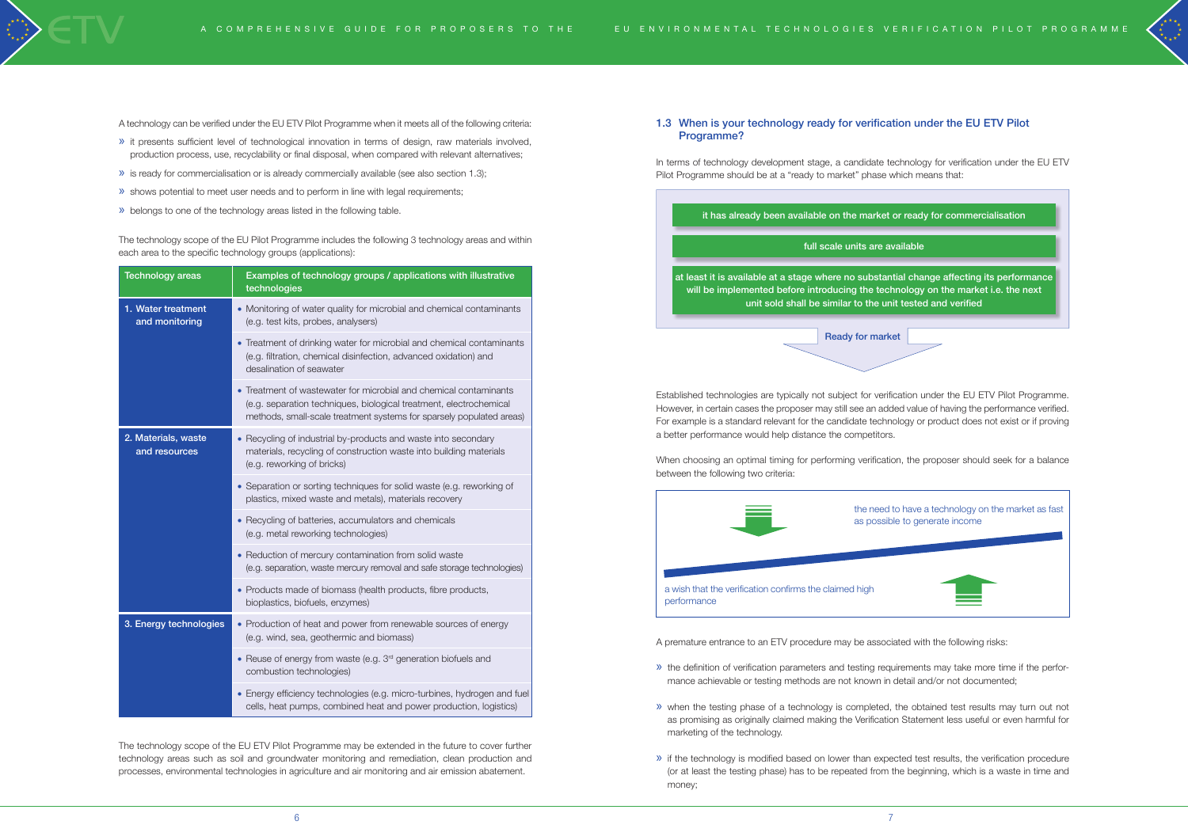A technology can be verified under the EU ETV Pilot Programme when it meets all of the following criteria:

» it presents sufficient level of technological innovation in terms of design, raw materials involved, production process, use, recyclability or final disposal, when compared with relevant alternatives;

» is ready for commercialisation or is already commercially available (see also section 1.3);

» shows potential to meet user needs and to perform in line with legal requirements;

» belongs to one of the technology areas listed in the following table.

The technology scope of the EU Pilot Programme includes the following 3 technology areas and within each area to the specific technology groups (applications):

| Technology areas | Examples of technology groups / applications with illustrative technologies |
|---|---|
| 1. Water treatment and monitoring | • Monitoring of water quality for microbial and chemical contaminants (e.g. test kits, probes, analysers) |
| | • Treatment of drinking water for microbial and chemical contaminants (e.g. filtration, chemical disinfection, advanced oxidation) and desalination of seawater |
| | • Treatment of wastewater for microbial and chemical contaminants (e.g. separation techniques, biological treatment, electrochemical methods, small-scale treatment systems for sparsely populated areas) |
| 2. Materials, waste and resources | • Recycling of industrial by-products and waste into secondary materials, recycling of construction waste into building materials (e.g. reworking of bricks) |
| | • Separation or sorting techniques for solid waste (e.g. reworking of plastics, mixed waste and metals), materials recovery |
| | • Recycling of batteries, accumulators and chemicals (e.g. metal reworking technologies) |
| | • Reduction of mercury contamination from solid waste (e.g. separation, waste mercury removal and safe storage technologies) |
| | • Products made of biomass (health products, fibre products, bioplastics, biofuels, enzymes) |
| 3. Energy technologies | • Production of heat and power from renewable sources of energy (e.g. wind, sea, geothermic and biomass) |
| | • Reuse of energy from waste (e.g. 3rd generation biofuels and combustion technologies) |
| | • Energy efficiency technologies (e.g. micro-turbines, hydrogen and fuel cells, heat pumps, combined heat and power production, logistics) |

The technology scope of the EU ETV Pilot Programme may be extended in the future to cover further technology areas such as soil and groundwater monitoring and remediation, clean production and processes, environmental technologies in agriculture and air monitoring and air emission abatement.

## 1.3 When is your technology ready for verification under the EU ETV Pilot Programme?

In terms of technology development stage, a candidate technology for verification under the EU ETV Pilot Programme should be at a "ready to market" phase which means that:

- it has already been available on the market or ready for commercialisation
- full scale units are available
- at least it is available at a stage where no substantial change affecting its performance will be implemented before introducing the technology on the market i.e. the next unit sold shall be similar to the unit tested and verified

**Ready for market**

Established technologies are typically not subject for verification under the EU ETV Pilot Programme. However, in certain cases the proposer may still see an added value of having the performance verified. For example is a standard relevant for the candidate technology or product does not exist or if proving a better performance would help distance the competitors.

When choosing an optimal timing for performing verification, the proposer should seek for a balance between the following two criteria:

- the need to have a technology on the market as fast as possible to generate income
- a wish that the verification confirms the claimed high performance

A premature entrance to an ETV procedure may be associated with the following risks:

» the definition of verification parameters and testing requirements may take more time if the performance achievable or testing methods are not known in detail and/or not documented;

» when the testing phase of a technology is completed, the obtained test results may turn out not as promising as originally claimed making the Verification Statement less useful or even harmful for marketing of the technology.

» if the technology is modified based on lower than expected test results, the verification procedure (or at least the testing phase) has to be repeated from the beginning, which is a waste in time and money;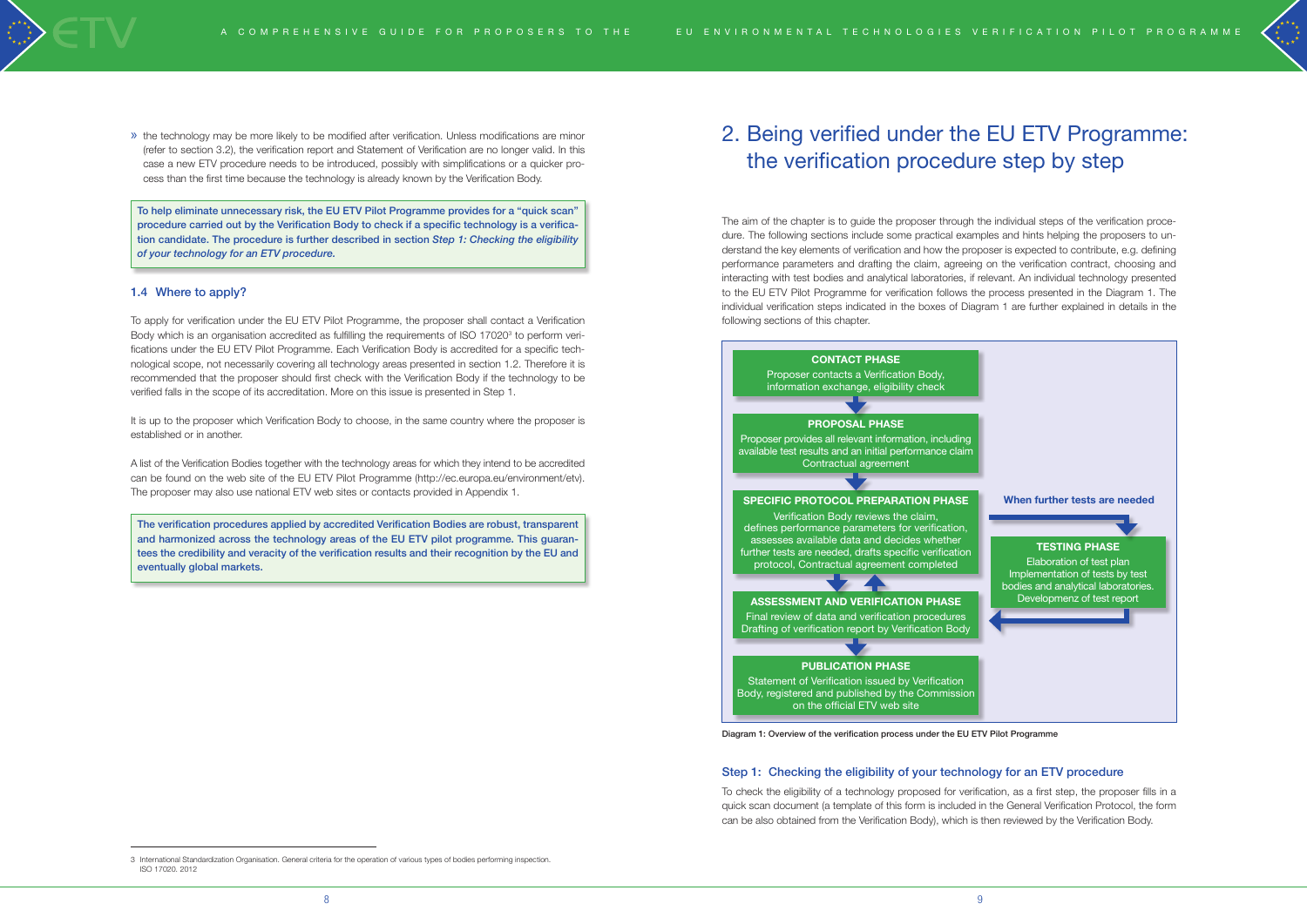» the technology may be more likely to be modified after verification. Unless modifications are minor (refer to section 3.2), the verification report and Statement of Verification are no longer valid. In this case a new ETV procedure needs to be introduced, possibly with simplifications or a quicker process than the first time because the technology is already known by the Verification Body.

**To help eliminate unnecessary risk, the EU ETV Pilot Programme provides for a "quick scan" procedure carried out by the Verification Body to check if a specific technology is a verification candidate. The procedure is further described in section *Step 1: Checking the eligibility of your technology for an ETV procedure.***

### 1.4 Where to apply?

To apply for verification under the EU ETV Pilot Programme, the proposer shall contact a Verification Body which is an organisation accredited as fulfilling the requirements of ISO 17020[3] to perform verifications under the EU ETV Pilot Programme. Each Verification Body is accredited for a specific technological scope, not necessarily covering all technology areas presented in section 1.2. Therefore it is recommended that the proposer should first check with the Verification Body if the technology to be verified falls in the scope of its accreditation. More on this issue is presented in Step 1.

It is up to the proposer which Verification Body to choose, in the same country where the proposer is established or in another.

A list of the Verification Bodies together with the technology areas for which they intend to be accredited can be found on the web site of the EU ETV Pilot Programme (http://ec.europa.eu/environment/etv). The proposer may also use national ETV web sites or contacts provided in Appendix 1.

**The verification procedures applied by accredited Verification Bodies are robust, transparent and harmonized across the technology areas of the EU ETV pilot programme. This guarantees the credibility and veracity of the verification results and their recognition by the EU and eventually global markets.**

3 International Standardization Organisation. General criteria for the operation of various types of bodies performing inspection. ISO 17020. 2012

# 2. Being verified under the EU ETV Programme: the verification procedure step by step

The aim of the chapter is to guide the proposer through the individual steps of the verification procedure. The following sections include some practical examples and hints helping the proposers to understand the key elements of verification and how the proposer is expected to contribute, e.g. defining performance parameters and drafting the claim, agreeing on the verification contract, choosing and interacting with test bodies and analytical laboratories, if relevant. An individual technology presented to the EU ETV Pilot Programme for verification follows the process presented in the Diagram 1. The individual verification steps indicated in the boxes of Diagram 1 are further explained in details in the following sections of this chapter.

**CONTACT PHASE**
Proposer contacts a Verification Body, information exchange, eligibility check

**PROPOSAL PHASE**
Proposer provides all relevant information, including available test results and an initial performance claim
Contractual agreement

**SPECIFIC PROTOCOL PREPARATION PHASE**
Verification Body reviews the claim, defines performance parameters for verification, assesses available data and decides whether further tests are needed, drafts specific verification protocol, Contractual agreement completed

**When further tests are needed**

**TESTING PHASE**
Elaboration of test plan
Implementation of tests by test bodies and analytical laboratories.
Developmenz of test report

**ASSESSMENT AND VERIFICATION PHASE**
Final review of data and verification procedures
Drafting of verification report by Verification Body

**PUBLICATION PHASE**
Statement of Verification issued by Verification Body, registered and published by the Commission on the official ETV web site

Diagram 1: Overview of the verification process under the EU ETV Pilot Programme

### Step 1: Checking the eligibility of your technology for an ETV procedure

To check the eligibility of a technology proposed for verification, as a first step, the proposer fills in a quick scan document (a template of this form is included in the General Verification Protocol, the form can be also obtained from the Verification Body), which is then reviewed by the Verification Body.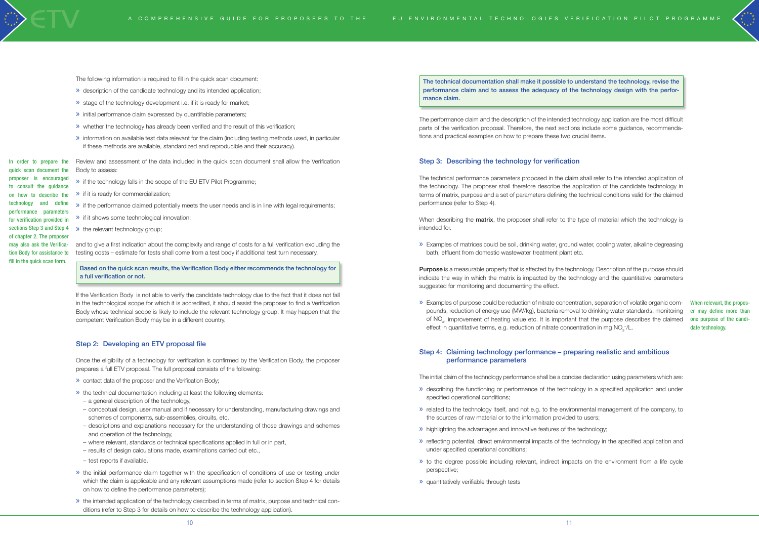The following information is required to fill in the quick scan document:

- description of the candidate technology and its intended application;
- stage of the technology development i.e. if it is ready for market;
- initial performance claim expressed by quantifiable parameters;
- whether the technology has already been verified and the result of this verification;
- information on available test data relevant for the claim (including testing methods used, in particular if these methods are available, standardized and reproducible and their accuracy).

In order to prepare the quick scan document the proposer is encouraged to consult the guidance on how to describe the technology and define performance parameters for verification provided in sections Step 3 and Step 4 of chapter 2. The proposer may also ask the Verification Body for assistance to fill in the quick scan form.

Review and assessment of the data included in the quick scan document shall allow the Verification Body to assess:

- if the technology falls in the scope of the EU ETV Pilot Programme;
- if it is ready for commercialization;
- if the performance claimed potentially meets the user needs and is in line with legal requirements;
- if it shows some technological innovation;
- the relevant technology group;

and to give a first indication about the complexity and range of costs for a full verification excluding the testing costs – estimate for tests shall come from a test body if additional test turn necessary.

**Based on the quick scan results, the Verification Body either recommends the technology for a full verification or not.**

If the Verification Body is not able to verify the candidate technology due to the fact that it does not fall in the technological scope for which it is accredited, it should assist the proposer to find a Verification Body whose technical scope is likely to include the relevant technology group. It may happen that the competent Verification Body may be in a different country.

## Step 2: Developing an ETV proposal file

Once the eligibility of a technology for verification is confirmed by the Verification Body, the proposer prepares a full ETV proposal. The full proposal consists of the following:

- contact data of the proposer and the Verification Body;
- the technical documentation including at least the following elements:
  - a general description of the technology,
  - conceptual design, user manual and if necessary for understanding, manufacturing drawings and schemes of components, sub-assemblies, circuits, etc.
  - descriptions and explanations necessary for the understanding of those drawings and schemes and operation of the technology,
  - where relevant, standards or technical specifications applied in full or in part,
  - results of design calculations made, examinations carried out etc.,
  - test reports if available.
- the initial performance claim together with the specification of conditions of use or testing under which the claim is applicable and any relevant assumptions made (refer to section Step 4 for details on how to define the performance parameters);
- the intended application of the technology described in terms of matrix, purpose and technical conditions (refer to Step 3 for details on how to describe the technology application).

**The technical documentation shall make it possible to understand the technology, revise the performance claim and to assess the adequacy of the technology design with the performance claim.**

The performance claim and the description of the intended technology application are the most difficult parts of the verification proposal. Therefore, the next sections include some guidance, recommendations and practical examples on how to prepare these two crucial items.

## Step 3: Describing the technology for verification

The technical performance parameters proposed in the claim shall refer to the intended application of the technology. The proposer shall therefore describe the application of the candidate technology in terms of matrix, purpose and a set of parameters defining the technical conditions valid for the claimed performance (refer to Step 4).

When describing the **matrix**, the proposer shall refer to the type of material which the technology is intended for.

- Examples of matrices could be soil, drinking water, ground water, cooling water, alkaline degreasing bath, effluent from domestic wastewater treatment plant etc.

**Purpose** is a measurable property that is affected by the technology. Description of the purpose should indicate the way in which the matrix is impacted by the technology and the quantitative parameters suggested for monitoring and documenting the effect.

- Examples of purpose could be reduction of nitrate concentration, separation of volatile organic compounds, reduction of energy use (MW/kg), bacteria removal to drinking water standards, monitoring of $NO_x$, improvement of heating value etc. It is important that the purpose describes the claimed effect in quantitative terms, e.g. reduction of nitrate concentration in mg $NO_3^-$/L.

When relevant, the proposer may define more than one purpose of the candidate technology.

## Step 4: Claiming technology performance – preparing realistic and ambitious performance parameters

The initial claim of the technology performance shall be a concise declaration using parameters which are:

- describing the functioning or performance of the technology in a specified application and under specified operational conditions;
- related to the technology itself, and not e.g. to the environmental management of the company, to the sources of raw material or to the information provided to users;
- highlighting the advantages and innovative features of the technology;
- reflecting potential, direct environmental impacts of the technology in the specified application and under specified operational conditions;
- to the degree possible including relevant, indirect impacts on the environment from a life cycle perspective;
- quantitatively verifiable through tests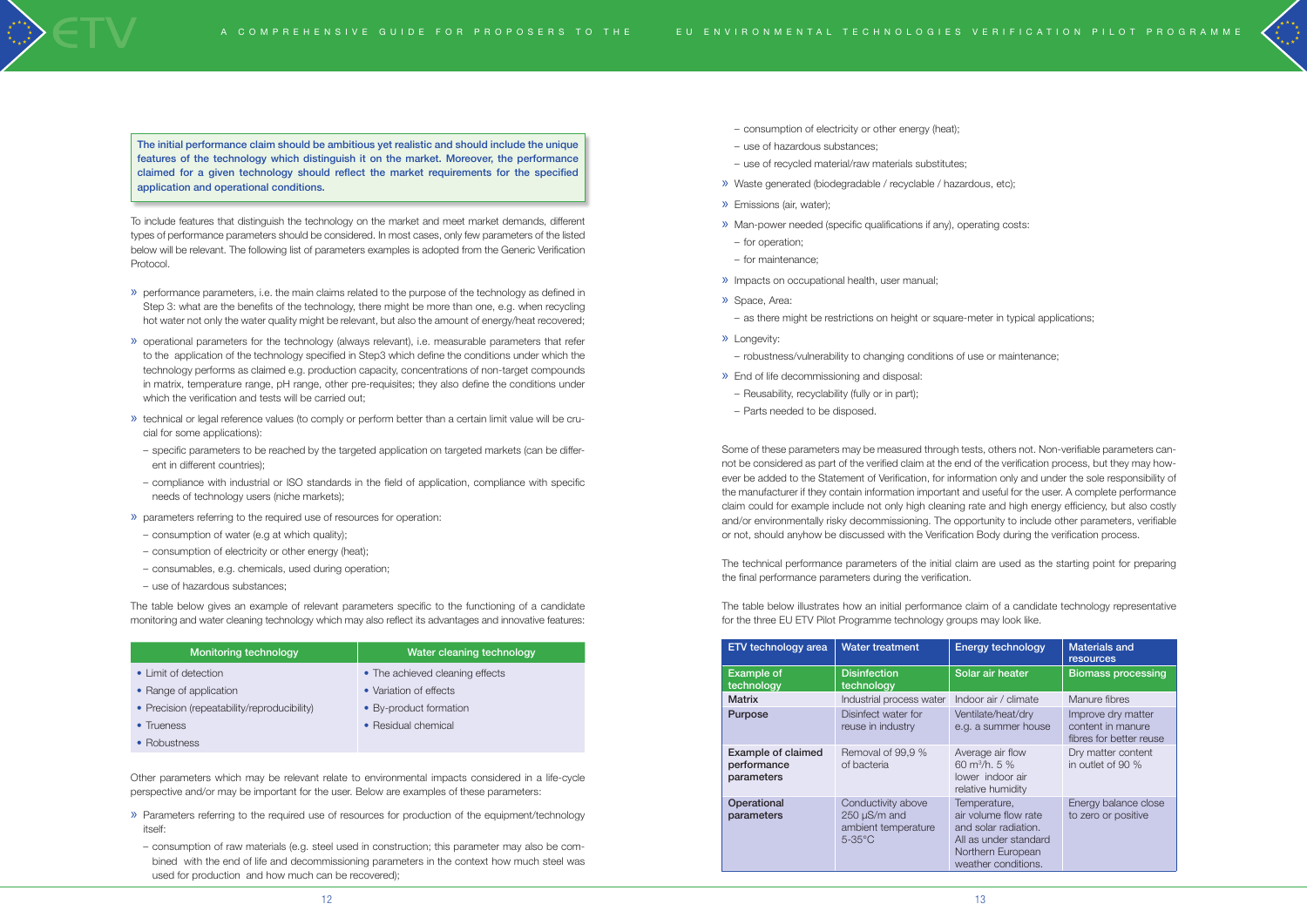> **The initial performance claim should be ambitious yet realistic and should include the unique features of the technology which distinguish it on the market. Moreover, the performance claimed for a given technology should reflect the market requirements for the specified application and operational conditions.**

To include features that distinguish the technology on the market and meet market demands, different types of performance parameters should be considered. In most cases, only few parameters of the listed below will be relevant. The following list of parameters examples is adopted from the Generic Verification Protocol.

- performance parameters, i.e. the main claims related to the purpose of the technology as defined in Step 3: what are the benefits of the technology, there might be more than one, e.g. when recycling hot water not only the water quality might be relevant, but also the amount of energy/heat recovered;
- operational parameters for the technology (always relevant), i.e. measurable parameters that refer to the application of the technology specified in Step3 which define the conditions under which the technology performs as claimed e.g. production capacity, concentrations of non-target compounds in matrix, temperature range, pH range, other pre-requisites; they also define the conditions under which the verification and tests will be carried out;
- technical or legal reference values (to comply or perform better than a certain limit value will be crucial for some applications):
  - specific parameters to be reached by the targeted application on targeted markets (can be different in different countries);
  - compliance with industrial or ISO standards in the field of application, compliance with specific needs of technology users (niche markets);
- parameters referring to the required use of resources for operation:
  - consumption of water (e.g at which quality);
  - consumption of electricity or other energy (heat);
  - consumables, e.g. chemicals, used during operation;
  - use of hazardous substances;

The table below gives an example of relevant parameters specific to the functioning of a candidate monitoring and water cleaning technology which may also reflect its advantages and innovative features:

| Monitoring technology | Water cleaning technology |
|---|---|
| • Limit of detection | • The achieved cleaning effects |
| • Range of application | • Variation of effects |
| • Precision (repeatability/reproducibility) | • By-product formation |
| • Trueness | • Residual chemical |
| • Robustness | |

Other parameters which may be relevant relate to environmental impacts considered in a life-cycle perspective and/or may be important for the user. Below are examples of these parameters:

- Parameters referring to the required use of resources for production of the equipment/technology itself:
  - consumption of raw materials (e.g. steel used in construction; this parameter may also be combined with the end of life and decommissioning parameters in the context how much steel was used for production and how much can be recovered);
  - consumption of electricity or other energy (heat);
  - use of hazardous substances;
  - use of recycled material/raw materials substitutes;
- Waste generated (biodegradable / recyclable / hazardous, etc);
- Emissions (air, water);
- Man-power needed (specific qualifications if any), operating costs:
  - for operation;
  - for maintenance;
- Impacts on occupational health, user manual;
- Space, Area:
  - as there might be restrictions on height or square-meter in typical applications;
- Longevity:
  - robustness/vulnerability to changing conditions of use or maintenance;
- End of life decommissioning and disposal:
  - Reusability, recyclability (fully or in part);
  - Parts needed to be disposed.

Some of these parameters may be measured through tests, others not. Non-verifiable parameters cannot be considered as part of the verified claim at the end of the verification process, but they may however be added to the Statement of Verification, for information only and under the sole responsibility of the manufacturer if they contain information important and useful for the user. A complete performance claim could for example include not only high cleaning rate and high energy efficiency, but also costly and/or environmentally risky decommissioning. The opportunity to include other parameters, verifiable or not, should anyhow be discussed with the Verification Body during the verification process.

The technical performance parameters of the initial claim are used as the starting point for preparing the final performance parameters during the verification.

The table below illustrates how an initial performance claim of a candidate technology representative for the three EU ETV Pilot Programme technology groups may look like.

| ETV technology area | Water treatment | Energy technology | Materials and resources |
|---|---|---|---|
| **Example of technology** | **Disinfection technology** | **Solar air heater** | **Biomass processing** |
| **Matrix** | Industrial process water | Indoor air / climate | Manure fibres |
| **Purpose** | Disinfect water for reuse in industry | Ventilate/heat/dry e.g. a summer house | Improve dry matter content in manure fibres for better reuse |
| **Example of claimed performance parameters** | Removal of 99,9 % of bacteria | Average air flow 60 m³/h. 5 % lower indoor air relative humidity | Dry matter content in outlet of 90 % |
| **Operational parameters** | Conductivity above 250 µS/m and ambient temperature 5-35°C | Temperature, air volume flow rate and solar radiation. All as under standard Northern European weather conditions. | Energy balance close to zero or positive |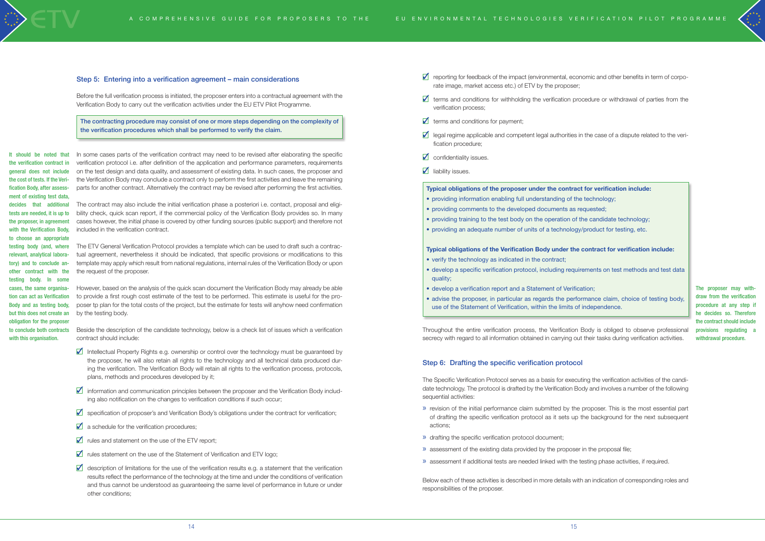## Step 5: Entering into a verification agreement – main considerations

Before the full verification process is initiated, the proposer enters into a contractual agreement with the Verification Body to carry out the verification activities under the EU ETV Pilot Programme.

**The contracting procedure may consist of one or more steps depending on the complexity of the verification procedures which shall be performed to verify the claim.**

It should be noted that the verification contract in general does not include the cost of tests. If the Verification Body, after assessment of existing test data, decides that additional tests are needed, it is up to the proposer, in agreement with the Verification Body, to choose an appropriate testing body (and, where relevant, analytical laboratory) and to conclude another contract with the testing body. In some cases, the same organisation can act as Verification Body and as testing body, but this does not create an obligation for the proposer to conclude both contracts with this organisation.

In some cases parts of the verification contract may need to be revised after elaborating the specific verification protocol i.e. after definition of the application and performance parameters, requirements on the test design and data quality, and assessment of existing data. In such cases, the proposer and the Verification Body may conclude a contract only to perform the first activities and leave the remaining parts for another contract. Alternatively the contract may be revised after performing the first activities.

The contract may also include the initial verification phase a posteriori i.e. contact, proposal and eligibility check, quick scan report, if the commercial policy of the Verification Body provides so. In many cases however, the initial phase is covered by other funding sources (public support) and therefore not included in the verification contract.

The ETV General Verification Protocol provides a template which can be used to draft such a contractual agreement, nevertheless it should be indicated, that specific provisions or modifications to this template may apply which result from national regulations, internal rules of the Verification Body or upon the request of the proposer.

However, based on the analysis of the quick scan document the Verification Body may already be able to provide a first rough cost estimate of the test to be performed. This estimate is useful for the proposer tp plan for the total costs of the project, but the estimate for tests will anyhow need confirmation by the testing body.

Beside the description of the candidate technology, below is a check list of issues which a verification contract should include:

- ☑ Intellectual Property Rights e.g. ownership or control over the technology must be guaranteed by the proposer, he will also retain all rights to the technology and all technical data produced during the verification. The Verification Body will retain all rights to the verification process, protocols, plans, methods and procedures developed by it;
- ☑ information and communication principles between the proposer and the Verification Body including also notification on the changes to verification conditions if such occur;
- ☑ specification of proposer's and Verification Body's obligations under the contract for verification;
- ☑ a schedule for the verification procedures;
- ☑ rules and statement on the use of the ETV report;
- ☑ rules statement on the use of the Statement of Verification and ETV logo;
- ☑ description of limitations for the use of the verification results e.g. a statement that the verification results reflect the performance of the technology at the time and under the conditions of verification and thus cannot be understood as guaranteeing the same level of performance in future or under other conditions;
- ☑ reporting for feedback of the impact (environmental, economic and other benefits in term of corporate image, market access etc.) of ETV by the proposer;
- ☑ terms and conditions for withholding the verification procedure or withdrawal of parties from the verification process;
- ☑ terms and conditions for payment;
- ☑ legal regime applicable and competent legal authorities in the case of a dispute related to the verification procedure;
- ☑ confidentiality issues.
- ☑ liability issues.

**Typical obligations of the proposer under the contract for verification include:**
- providing information enabling full understanding of the technology;
- providing comments to the developed documents as requested;
- providing training to the test body on the operation of the candidate technology;
- providing an adequate number of units of a technology/product for testing, etc.

**Typical obligations of the Verification Body under the contract for verification include:**
- verify the technology as indicated in the contract;
- develop a specific verification protocol, including requirements on test methods and test data quality;
- develop a verification report and a Statement of Verification;
- advise the proposer, in particular as regards the performance claim, choice of testing body, use of the Statement of Verification, within the limits of independence.

The proposer may withdraw from the verification procedure at any step if he decides so. Therefore the contract should include provisions regulating a withdrawal procedure.

Throughout the entire verification process, the Verification Body is obliged to observe professional secrecy with regard to all information obtained in carrying out their tasks during verification activities.

## Step 6: Drafting the specific verification protocol

The Specific Verification Protocol serves as a basis for executing the verification activities of the candidate technology. The protocol is drafted by the Verification Body and involves a number of the following sequential activities:

- » revision of the initial performance claim submitted by the proposer. This is the most essential part of drafting the specific verification protocol as it sets up the background for the next subsequent actions;
- » drafting the specific verification protocol document;
- » assessment of the existing data provided by the proposer in the proposal file;
- » assessment if additional tests are needed linked with the testing phase activities, if required.

Below each of these activities is described in more details with an indication of corresponding roles and responsibilities of the proposer.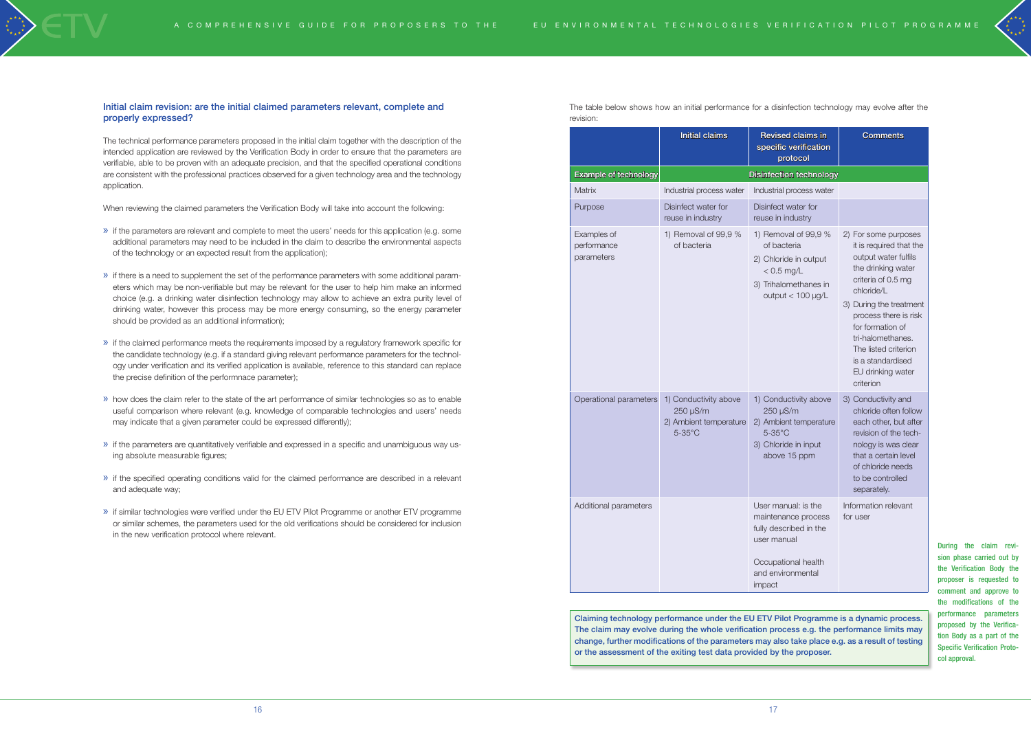### Initial claim revision: are the initial claimed parameters relevant, complete and properly expressed?

The technical performance parameters proposed in the initial claim together with the description of the intended application are reviewed by the Verification Body in order to ensure that the parameters are verifiable, able to be proven with an adequate precision, and that the specified operational conditions are consistent with the professional practices observed for a given technology area and the technology application.

When reviewing the claimed parameters the Verification Body will take into account the following:

- if the parameters are relevant and complete to meet the users' needs for this application (e.g. some additional parameters may need to be included in the claim to describe the environmental aspects of the technology or an expected result from the application);
- if there is a need to supplement the set of the performance parameters with some additional parameters which may be non-verifiable but may be relevant for the user to help him make an informed choice (e.g. a drinking water disinfection technology may allow to achieve an extra purity level of drinking water, however this process may be more energy consuming, so the energy parameter should be provided as an additional information);
- if the claimed performance meets the requirements imposed by a regulatory framework specific for the candidate technology (e.g. if a standard giving relevant performance parameters for the technology under verification and its verified application is available, reference to this standard can replace the precise definition of the performnace parameter);
- how does the claim refer to the state of the art performance of similar technologies so as to enable useful comparison where relevant (e.g. knowledge of comparable technologies and users' needs may indicate that a given parameter could be expressed differently);
- if the parameters are quantitatively verifiable and expressed in a specific and unambiguous way using absolute measurable figures;
- if the specified operating conditions valid for the claimed performance are described in a relevant and adequate way;
- if similar technologies were verified under the EU ETV Pilot Programme or another ETV programme or similar schemes, the parameters used for the old verifications should be considered for inclusion in the new verification protocol where relevant.

The table below shows how an initial performance for a disinfection technology may evolve after the revision:

| | Initial claims | Revised claims in specific verification protocol | Comments |
|---|---|---|---|
| Example of technology | Disinfection technology | | |
| Matrix | Industrial process water | Industrial process water | |
| Purpose | Disinfect water for reuse in industry | Disinfect water for reuse in industry | |
| Examples of performance parameters | 1) Removal of 99,9 % of bacteria | 1) Removal of 99,9 % of bacteria<br>2) Chloride in output < 0.5 mg/L<br>3) Trihalomethanes in output < 100 µg/L | 2) For some purposes it is required that the output water fulfils the drinking water criteria of 0.5 mg chloride/L<br>3) During the treatment process there is risk for formation of tri-halomethanes. The listed criterion is a standardised EU drinking water criterion |
| Operational parameters | 1) Conductivity above 250 µS/m<br>2) Ambient temperature 5-35°C | 1) Conductivity above 250 µS/m<br>2) Ambient temperature 5-35°C<br>3) Chloride in input above 15 ppm | 3) Conductivity and chloride often follow each other, but after revision of the technology is was clear that a certain level of chloride needs to be controlled separately. |
| Additional parameters | | User manual: is the maintenance process fully described in the user manual<br><br>Occupational health and environmental impact | Information relevant for user |

**Claiming technology performance under the EU ETV Pilot Programme is a dynamic process. The claim may evolve during the whole verification process e.g. the performance limits may change, further modifications of the parameters may also take place e.g. as a result of testing or the assessment of the exiting test data provided by the proposer.**

During the claim revision phase carried out by the Verification Body the proposer is requested to comment and approve to the modifications of the performance parameters proposed by the Verification Body as a part of the Specific Verification Protocol approval.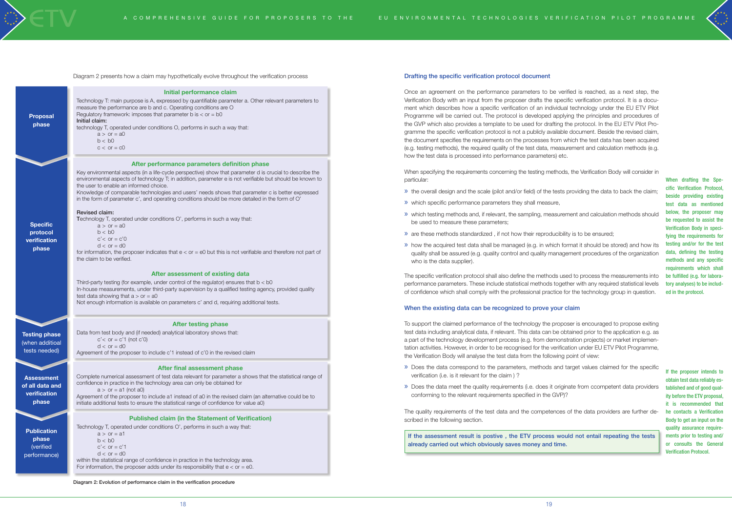Diagram 2 presents how a claim may hypothetically evolve throughout the verification process

**Proposal phase**

**Initial performance claim**

Technology T: main purpose is A, expressed by quantifiable parameter a. Other relevant parameters to measure the performance are b and c. Operating conditions are O
Regulatory framework: imposes that parameter b is < or = b0
**Initial claim:**
technology T, operated under conditions O, performs in such a way that:
a > or = a0
b < b0
c < or = c0

**Specific protocol verification phase**

**After performance parameters definition phase**

Key environmental aspects (in a life-cycle perspective) show that parameter d is crucial to describe the environmental aspects of technology T; in addition, parameter e is not verifiable but should be known to the user to enable an informed choice.
Knowledge of comparable technologies and users' needs shows that parameter c is better expressed in the form of parameter c', and operating conditions should be more detailed in the form of O'

**Revised claim:**
Technology T, operated under conditions O', performs in such a way that:
a > or = a0
b < b0
c'< or = c'0
d < or = d0
for information, the proposer indicates that e < or = e0 but this is not verifiable and therefore not part of the claim to be verified.

**After assessment of existing data**

Third-party testing (for example, under control of the regulator) ensures that b < b0
In-house measurements, under third-party supervision by a qualified testing agency, provided quality test data showing that a > or = a0
Not enough information is available on parameters c' and d, requiring additional tests.

**Testing phase** (when additioal tests needed)

**After testing phase**

Data from test body and (if needed) analytical laboratory shows that:
c'< or = c'1 (not c'0)
d < or = d0
Agreement of the proposer to include c'1 instead of c'0 in the revised claim

**Assessment of all data and verification phase**

**After final assessment phase**

Complete numerical assessment of test data relevant for parameter a shows that the statistical range of confidence in practice in the technology area can only be obtained for
a > or = a1 (not a0)
Agreement of the proposer to include a1 instead of a0 in the revised claim (an alternative could be to initiate additional tests to ensure the statistical range of confidence for value a0)

**Publication phase** (verified performance)

**Published claim (in the Statement of Verification)**

Technology T, operated under conditions O', performs in such a way that:
a > or = a1
b < b0
c'< or = c'1
d < or = d0
within the statistical range of confidence in practice in the technology area.
For information, the proposer adds under its responsibility that e < or = e0.

Diagram 2: Evolution of performance claim in the verification procedure

## Drafting the specific verification protocol document

Once an agreement on the performance parameters to be verified is reached, as a next step, the Verification Body with an input from the proposer drafts the specific verification protocol. It is a document which describes how a specific verification of an individual technology under the EU ETV Pilot Programme will be carried out. The protocol is developed applying the principles and procedures of the GVP which also provides a template to be used for drafting the protocol. In the EU ETV Pilot Programme the specific verification protocol is not a publicly available document. Beside the revised claim, the document specifies the requirements on the processes from which the test data has been acquired (e.g. testing methods), the required quality of the test data, measurement and calculation methods (e.g. how the test data is processed into performance parameters) etc.

When specifying the requirements concerning the testing methods, the Verification Body will consider in particular:

- the overall design and the scale (pilot and/or field) of the tests providing the data to back the claim;
- which specific performance parameters they shall measure,
- which testing methods and, if relevant, the sampling, measurement and calculation methods should be used to measure these parameters;
- are these methods standardized , if not how their reproducibility is to be ensured;
- how the acquired test data shall be managed (e.g. in which format it should be stored) and how its quality shall be assured (e.g. quality control and quality management procedures of the organization who is the data supplier).

The specific verification protocol shall also define the methods used to process the measurements into performance parameters. These include statistical methods together with any required statistical levels of confidence which shall comply with the professional practice for the technology group in question.

When drafting the Specific Verification Protocol, beside providing existing test data as mentioned below, the proposer may be requested to assist the Verification Body in specifying the requirements for testing and/or for the test data, defining the testing methods and any specific requirements which shall be fulfilled (e.g. for laboratory analyses) to be included in the protocol.

## When the existing data can be recognized to prove your claim

To support the claimed performance of the technology the proposer is encouraged to propose exiting test data including analytical data, if relevant. This data can be obtained prior to the application e.g. as a part of the technology development process (e.g. from demonstration projects) or market implementation activities. However, in order to be recognised for the verification under EU ETV Pilot Programme, the Verification Body will analyse the test data from the following point of view:

- Does the data correspond to the parameters, methods and target values claimed for the specific verification (i.e. is it relevant for the claim ) ?
- Does the data meet the quality requirements (i.e. does it originate from ccompetent data providers conforming to the relevant requirements specified in the GVP)?

The quality requirements of the test data and the competences of the data providers are further described in the following section.

**If the assessment result is postive , the ETV process would not entail repeating the tests already carried out which obviously saves money and time.**

If the proposer intends to obtain test data reliably established and of good quality before the ETV proposal, it is recommended that he contacts a Verification Body to get an input on the quality assurance requirements prior to testing and/or consults the General Verification Protocol.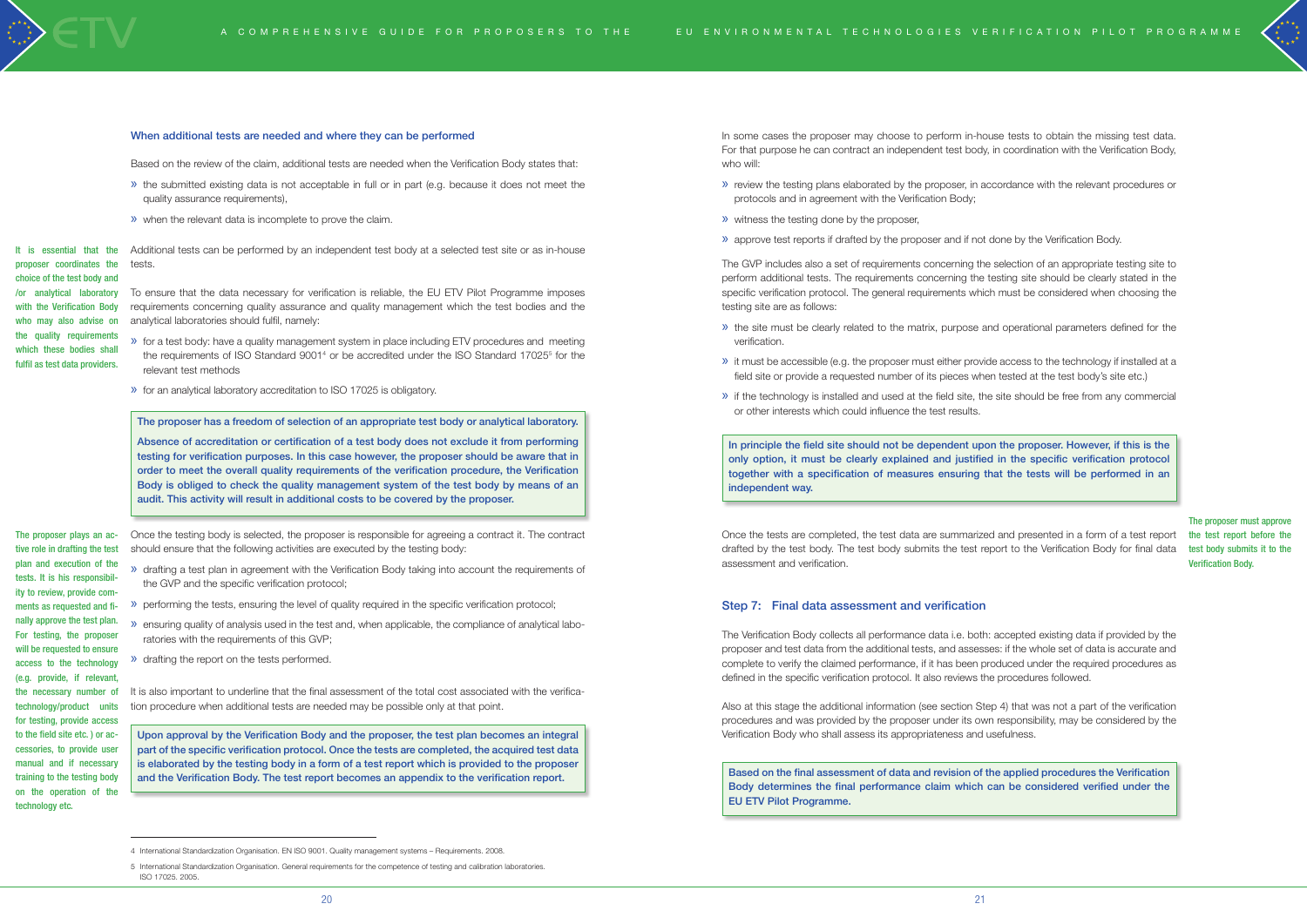### When additional tests are needed and where they can be performed

Based on the review of the claim, additional tests are needed when the Verification Body states that:

- the submitted existing data is not acceptable in full or in part (e.g. because it does not meet the quality assurance requirements),
- when the relevant data is incomplete to prove the claim.

It is essential that the proposer coordinates the choice of the test body and /or analytical laboratory with the Verification Body who may also advise on the quality requirements which these bodies shall fulfil as test data providers.

Additional tests can be performed by an independent test body at a selected test site or as in-house tests.

To ensure that the data necessary for verification is reliable, the EU ETV Pilot Programme imposes requirements concerning quality assurance and quality management which the test bodies and the analytical laboratories should fulfil, namely:

- for a test body: have a quality management system in place including ETV procedures and meeting the requirements of ISO Standard 9001[4] or be accredited under the ISO Standard 17025[5] for the relevant test methods
- for an analytical laboratory accreditation to ISO 17025 is obligatory.

**The proposer has a freedom of selection of an appropriate test body or analytical laboratory.**

**Absence of accreditation or certification of a test body does not exclude it from performing testing for verification purposes. In this case however, the proposer should be aware that in order to meet the overall quality requirements of the verification procedure, the Verification Body is obliged to check the quality management system of the test body by means of an audit. This activity will result in additional costs to be covered by the proposer.**

The proposer plays an active role in drafting the test plan and execution of the tests. It is his responsibility to review, provide comments as requested and finally approve the test plan. For testing, the proposer will be requested to ensure access to the technology (e.g. provide, if relevant, the necessary number of the technology/product units for testing, provide access to the field site etc.) or accessories, to provide user manual and if necessary training to the testing body on the operation of the technology etc.

Once the testing body is selected, the proposer is responsible for agreeing a contract it. The contract should ensure that the following activities are executed by the testing body:

- drafting a test plan in agreement with the Verification Body taking into account the requirements of the GVP and the specific verification protocol;
- performing the tests, ensuring the level of quality required in the specific verification protocol;
- ensuring quality of analysis used in the test and, when applicable, the compliance of analytical laboratories with the requirements of this GVP;
- drafting the report on the tests performed.

It is also important to underline that the final assessment of the total cost associated with the verification procedure when additional tests are needed may be possible only at that point.

**Upon approval by the Verification Body and the proposer, the test plan becomes an integral part of the specific verification protocol. Once the tests are completed, the acquired test data is elaborated by the testing body in a form of a test report which is provided to the proposer and the Verification Body. The test report becomes an appendix to the verification report.**

4 International Standardization Organisation. EN ISO 9001. Quality management systems – Requirements. 2008.

5 International Standardization Organisation. General requirements for the competence of testing and calibration laboratories. ISO 17025. 2005.

In some cases the proposer may choose to perform in-house tests to obtain the missing test data. For that purpose he can contract an independent test body, in coordination with the Verification Body, who will:

- review the testing plans elaborated by the proposer, in accordance with the relevant procedures or protocols and in agreement with the Verification Body;
- witness the testing done by the proposer,
- approve test reports if drafted by the proposer and if not done by the Verification Body.

The GVP includes also a set of requirements concerning the selection of an appropriate testing site to perform additional tests. The requirements concerning the testing site should be clearly stated in the specific verification protocol. The general requirements which must be considered when choosing the testing site are as follows:

- the site must be clearly related to the matrix, purpose and operational parameters defined for the verification.
- it must be accessible (e.g. the proposer must either provide access to the technology if installed at a field site or provide a requested number of its pieces when tested at the test body's site etc.)
- if the technology is installed and used at the field site, the site should be free from any commercial or other interests which could influence the test results.

**In principle the field site should not be dependent upon the proposer. However, if this is the only option, it must be clearly explained and justified in the specific verification protocol together with a specification of measures ensuring that the tests will be performed in an independent way.**

Once the tests are completed, the test data are summarized and presented in a form of a test report drafted by the test body. The test body submits the test report to the Verification Body for final data assessment and verification.

The proposer must approve the test report before the test body submits it to the Verification Body.

## Step 7: Final data assessment and verification

The Verification Body collects all performance data i.e. both: accepted existing data if provided by the proposer and test data from the additional tests, and assesses: if the whole set of data is accurate and complete to verify the claimed performance, if it has been produced under the required procedures as defined in the specific verification protocol. It also reviews the procedures followed.

Also at this stage the additional information (see section Step 4) that was not a part of the verification procedures and was provided by the proposer under its own responsibility, may be considered by the Verification Body who shall assess its appropriateness and usefulness.

**Based on the final assessment of data and revision of the applied procedures the Verification Body determines the final performance claim which can be considered verified under the EU ETV Pilot Programme.**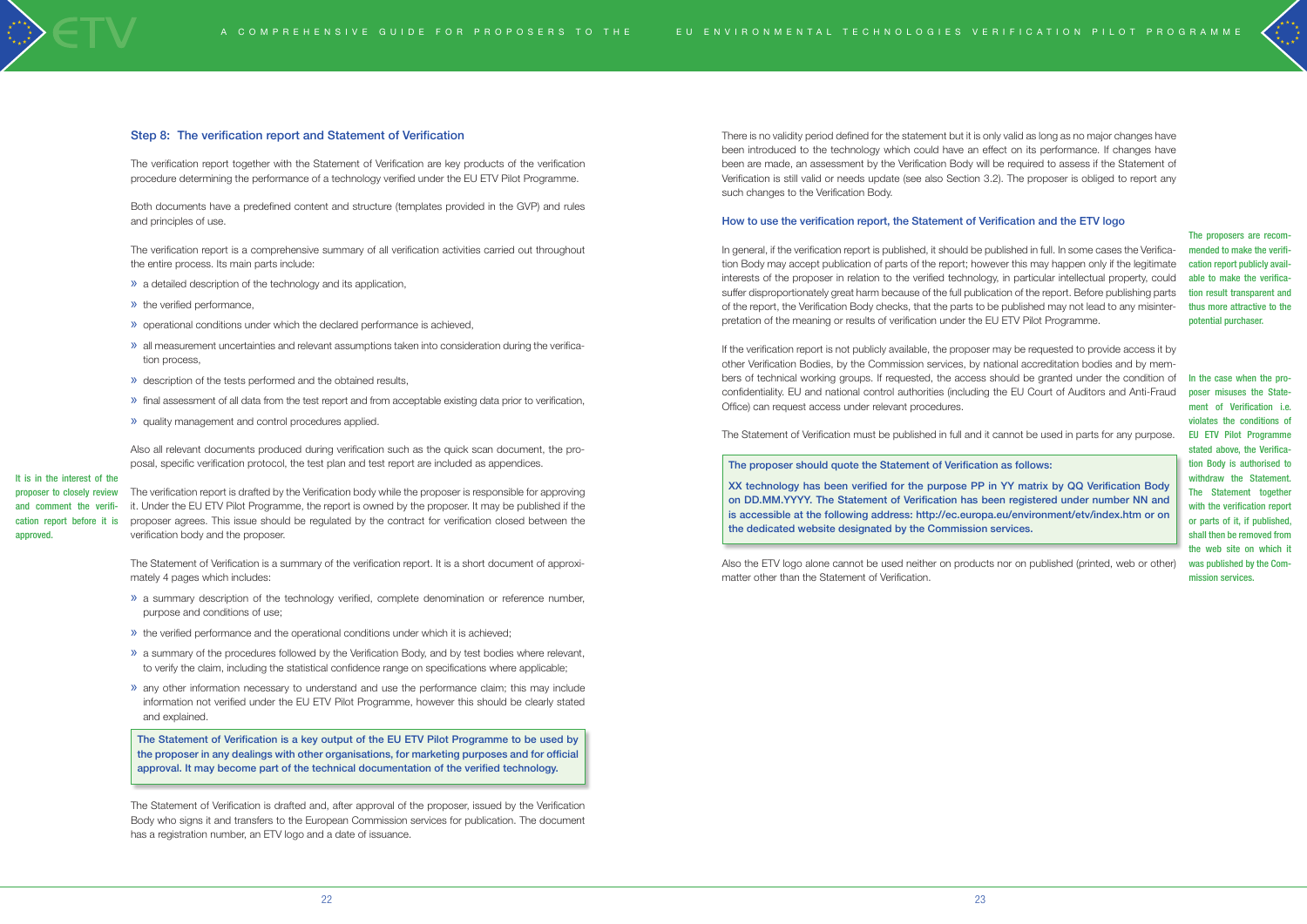### Step 8: The verification report and Statement of Verification

The verification report together with the Statement of Verification are key products of the verification procedure determining the performance of a technology verified under the EU ETV Pilot Programme.

Both documents have a predefined content and structure (templates provided in the GVP) and rules and principles of use.

The verification report is a comprehensive summary of all verification activities carried out throughout the entire process. Its main parts include:

- a detailed description of the technology and its application,
- the verified performance,
- operational conditions under which the declared performance is achieved,
- all measurement uncertainties and relevant assumptions taken into consideration during the verification process,
- description of the tests performed and the obtained results,
- final assessment of all data from the test report and from acceptable existing data prior to verification,
- quality management and control procedures applied.

Also all relevant documents produced during verification such as the quick scan document, the proposal, specific verification protocol, the test plan and test report are included as appendices.

It is in the interest of the proposer to closely review and comment the verification report before it is approved.

The verification report is drafted by the Verification body while the proposer is responsible for approving it. Under the EU ETV Pilot Programme, the report is owned by the proposer. It may be published if the proposer agrees. This issue should be regulated by the contract for verification closed between the verification body and the proposer.

The Statement of Verification is a summary of the verification report. It is a short document of approximately 4 pages which includes:

- a summary description of the technology verified, complete denomination or reference number, purpose and conditions of use;
- the verified performance and the operational conditions under which it is achieved;
- a summary of the procedures followed by the Verification Body, and by test bodies where relevant, to verify the claim, including the statistical confidence range on specifications where applicable;
- any other information necessary to understand and use the performance claim; this may include information not verified under the EU ETV Pilot Programme, however this should be clearly stated and explained.

**The Statement of Verification is a key output of the EU ETV Pilot Programme to be used by the proposer in any dealings with other organisations, for marketing purposes and for official approval. It may become part of the technical documentation of the verified technology.**

The Statement of Verification is drafted and, after approval of the proposer, issued by the Verification Body who signs it and transfers to the European Commission services for publication. The document has a registration number, an ETV logo and a date of issuance.

There is no validity period defined for the statement but it is only valid as long as no major changes have been introduced to the technology which could have an effect on its performance. If changes have been are made, an assessment by the Verification Body will be required to assess if the Statement of Verification is still valid or needs update (see also Section 3.2). The proposer is obliged to report any such changes to the Verification Body.

### How to use the verification report, the Statement of Verification and the ETV logo

The proposers are recommended to make the verification report publicly available to make the verification result transparent and thus more attractive to the potential purchaser.

In general, if the verification report is published, it should be published in full. In some cases the Verification Body may accept publication of parts of the report; however this may happen only if the legitimate interests of the proposer in relation to the verified technology, in particular intellectual property, could suffer disproportionately great harm because of the full publication of the report. Before publishing parts of the report, the Verification Body checks, that the parts to be published may not lead to any misinterpretation of the meaning or results of verification under the EU ETV Pilot Programme.

If the verification report is not publicly available, the proposer may be requested to provide access it by other Verification Bodies, by the Commission services, by national accreditation bodies and by members of technical working groups. If requested, the access should be granted under the condition of confidentiality. EU and national control authorities (including the EU Court of Auditors and Anti-Fraud Office) can request access under relevant procedures.

In the case when the proposer misuses the Statement of Verification i.e. violates the conditions of EU ETV Pilot Programme stated above, the Verification Body is authorised to withdraw the Statement. The Statement together with the verification report or parts of it, if published, shall then be removed from the web site on which it was published by the Commission services.

The Statement of Verification must be published in full and it cannot be used in parts for any purpose.

**The proposer should quote the Statement of Verification as follows:**

**XX technology has been verified for the purpose PP in YY matrix by QQ Verification Body on DD.MM.YYYY. The Statement of Verification has been registered under number NN and is accessible at the following address: http://ec.europa.eu/environment/etv/index.htm or on the dedicated website designated by the Commission services.**

Also the ETV logo alone cannot be used neither on products nor on published (printed, web or other) matter other than the Statement of Verification.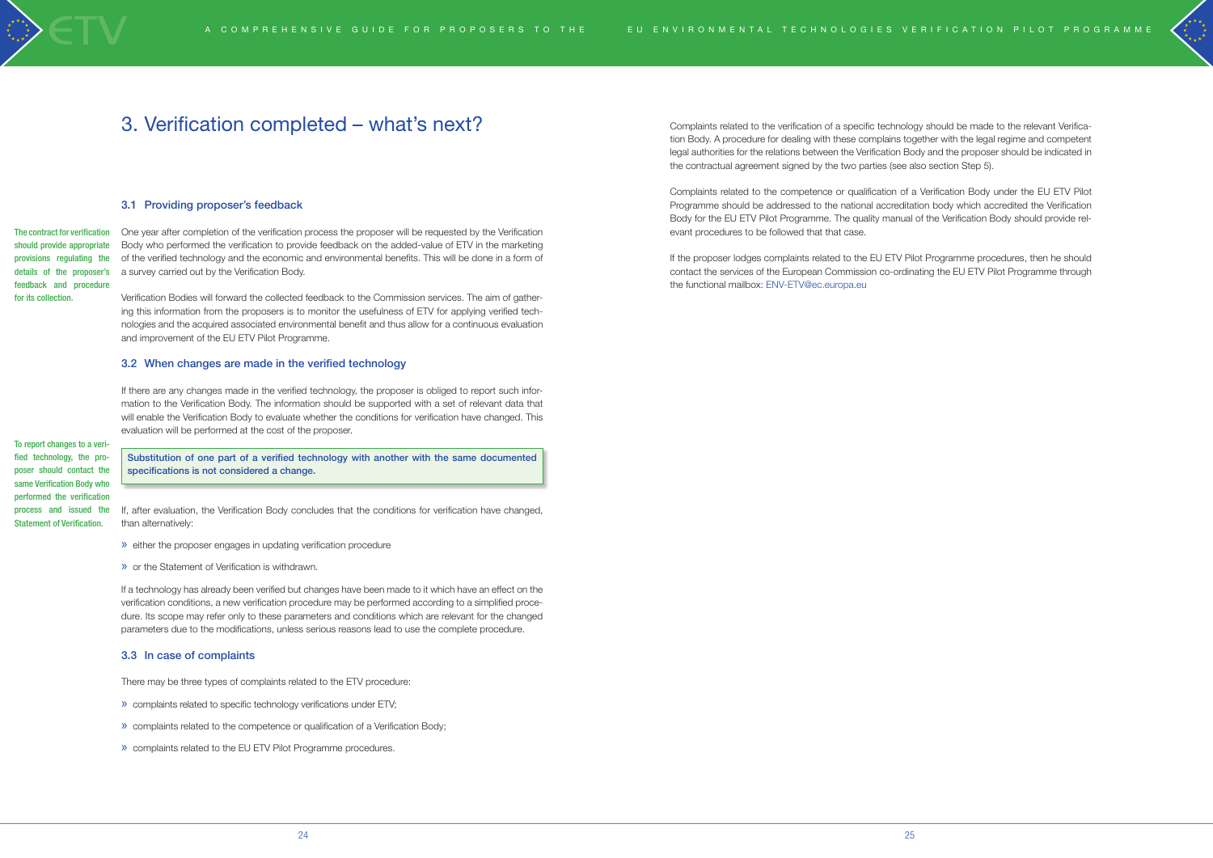# 3. Verification completed – what's next?

## 3.1 Providing proposer's feedback

The contract for verification should provide appropriate provisions regulating the details of the proposer's feedback and procedure for its collection.

One year after completion of the verification process the proposer will be requested by the Verification Body who performed the verification to provide feedback on the added-value of ETV in the marketing of the verified technology and the economic and environmental benefits. This will be done in a form of a survey carried out by the Verification Body.

Verification Bodies will forward the collected feedback to the Commission services. The aim of gathering this information from the proposers is to monitor the usefulness of ETV for applying verified technologies and the acquired associated environmental benefit and thus allow for a continuous evaluation and improvement of the EU ETV Pilot Programme.

## 3.2 When changes are made in the verified technology

If there are any changes made in the verified technology, the proposer is obliged to report such information to the Verification Body. The information should be supported with a set of relevant data that will enable the Verification Body to evaluate whether the conditions for verification have changed. This evaluation will be performed at the cost of the proposer.

To report changes to a verified technology, the proposer should contact the same Verification Body who performed the verification process and issued the Statement of Verification.

**Substitution of one part of a verified technology with another with the same documented specifications is not considered a change.**

If, after evaluation, the Verification Body concludes that the conditions for verification have changed, than alternatively:

- either the proposer engages in updating verification procedure
- or the Statement of Verification is withdrawn.

If a technology has already been verified but changes have been made to it which have an effect on the verification conditions, a new verification procedure may be performed according to a simplified procedure. Its scope may refer only to these parameters and conditions which are relevant for the changed parameters due to the modifications, unless serious reasons lead to use the complete procedure.

## 3.3 In case of complaints

There may be three types of complaints related to the ETV procedure:

- complaints related to specific technology verifications under ETV;
- complaints related to the competence or qualification of a Verification Body;
- complaints related to the EU ETV Pilot Programme procedures.

Complaints related to the verification of a specific technology should be made to the relevant Verification Body. A procedure for dealing with these complains together with the legal regime and competent legal authorities for the relations between the Verification Body and the proposer should be indicated in the contractual agreement signed by the two parties (see also section Step 5).

Complaints related to the competence or qualification of a Verification Body under the EU ETV Pilot Programme should be addressed to the national accreditation body which accredited the Verification Body for the EU ETV Pilot Programme. The quality manual of the Verification Body should provide relevant procedures to be followed that that case.

If the proposer lodges complaints related to the EU ETV Pilot Programme procedures, then he should contact the services of the European Commission co-ordinating the EU ETV Pilot Programme through the functional mailbox: ENV-ETV@ec.europa.eu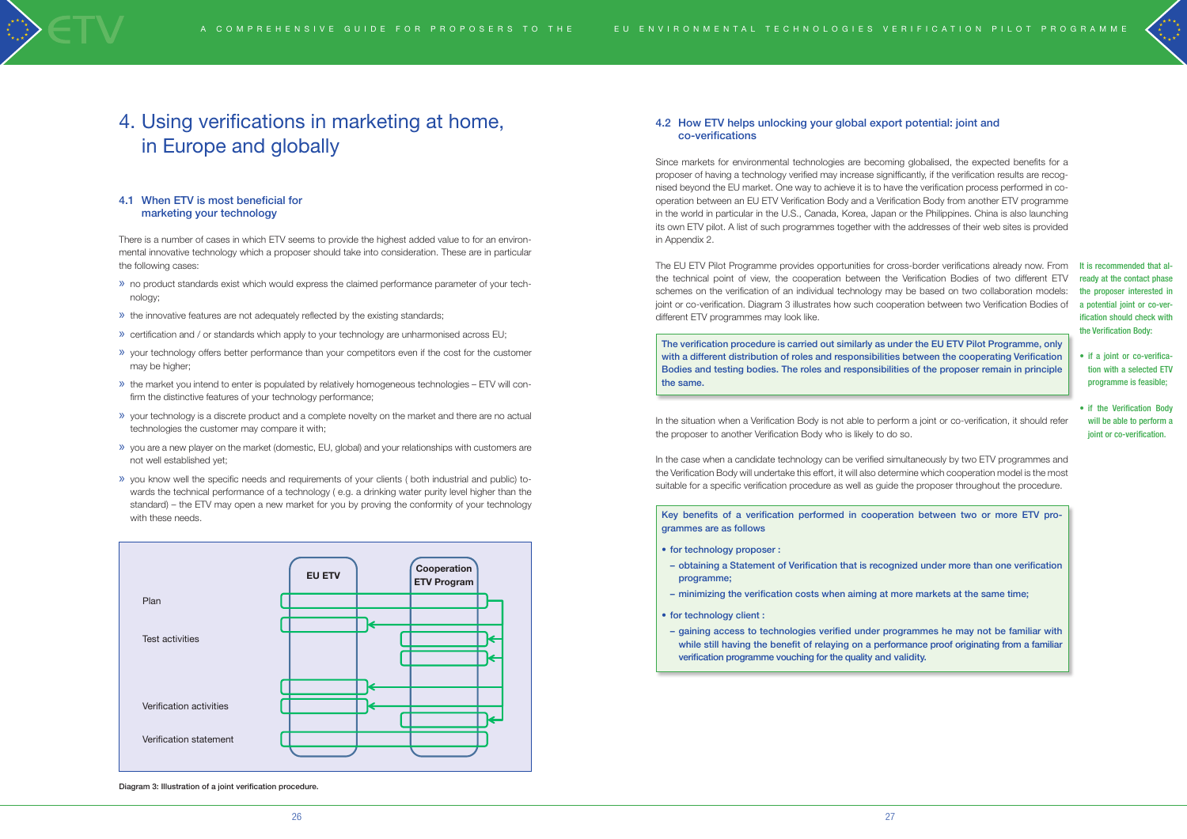# 4. Using verifications in marketing at home, in Europe and globally

## 4.1 When ETV is most beneficial for marketing your technology

There is a number of cases in which ETV seems to provide the highest added value to for an environmental innovative technology which a proposer should take into consideration. These are in particular the following cases:

- no product standards exist which would express the claimed performance parameter of your technology;
- the innovative features are not adequately reflected by the existing standards;
- certification and / or standards which apply to your technology are unharmonised across EU;
- your technology offers better performance than your competitors even if the cost for the customer may be higher;
- the market you intend to enter is populated by relatively homogeneous technologies – ETV will confirm the distinctive features of your technology performance;
- your technology is a discrete product and a complete novelty on the market and there are no actual technologies the customer may compare it with;
- you are a new player on the market (domestic, EU, global) and your relationships with customers are not well established yet;
- you know well the specific needs and requirements of your clients ( both industrial and public) towards the technical performance of a technology ( e.g. a drinking water purity level higher than the standard) – the ETV may open a new market for you by proving the conformity of your technology with these needs.

| | EU ETV | Cooperation ETV Program |
|---|---|---|
| Plan | | |
| Test activities | | |
| Verification activities | | |
| Verification statement | | |

Diagram 3: Illustration of a joint verification procedure.

## 4.2 How ETV helps unlocking your global export potential: joint and co-verifications

Since markets for environmental technologies are becoming globalised, the expected benefits for a proposer of having a technology verified may increase signifficantly, if the verification results are recognised beyond the EU market. One way to achieve it is to have the verification process performed in cooperation between an EU ETV Verification Body and a Verification Body from another ETV programme in the world in particular in the U.S., Canada, Korea, Japan or the Philippines. China is also launching its own ETV pilot. A list of such programmes together with the addresses of their web sites is provided in Appendix 2.

The EU ETV Pilot Programme provides opportunities for cross-border verifications already now. From the technical point of view, the cooperation between the Verification Bodies of two different ETV schemes on the verification of an individual technology may be based on two collaboration models: joint or co-verification. Diagram 3 illustrates how such cooperation between two Verification Bodies of different ETV programmes may look like.

**The verification procedure is carried out similarly as under the EU ETV Pilot Programme, only with a different distribution of roles and responsibilities between the cooperating Verification Bodies and testing bodies. The roles and responsibilities of the proposer remain in principle the same.**

In the situation when a Verification Body is not able to perform a joint or co-verification, it should refer the proposer to another Verification Body who is likely to do so.

In the case when a candidate technology can be verified simultaneously by two ETV programmes and the Verification Body will undertake this effort, it will also determine which cooperation model is the most suitable for a specific verification procedure as well as guide the proposer throughout the procedure.

**Key benefits of a verification performed in cooperation between two or more ETV programmes are as follows**

- **for technology proposer :**
  - **obtaining a Statement of Verification that is recognized under more than one verification programme;**
  - **minimizing the verification costs when aiming at more markets at the same time;**
- **for technology client :**
  - **gaining access to technologies verified under programmes he may not be familiar with while still having the benefit of relaying on a performance proof originating from a familiar verification programme vouching for the quality and validity.**

It is recommended that already at the contact phase the proposer interested in a potential joint or co-verification should check with the Verification Body:

- if a joint or co-verification with a selected ETV programme is feasible;
- if the Verification Body will be able to perform a joint or co-verification.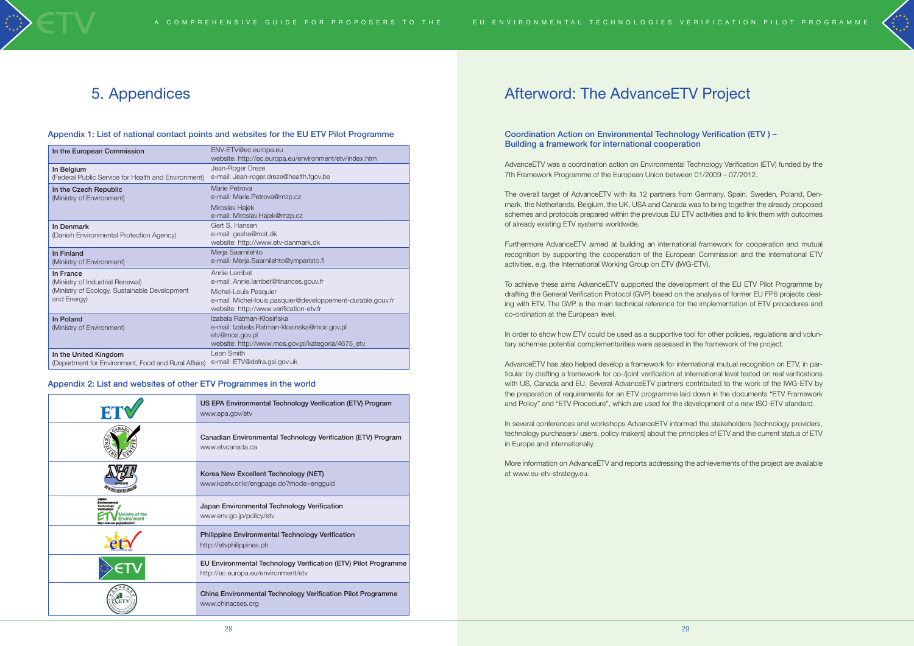# 5. Appendices

### Appendix 1: List of national contact points and websites for the EU ETV Pilot Programme

| | |
|---|---|
| **In the European Commission** | ENV-ETV@ec.europa.eu<br>website: http://ec.europa.eu/environment/etv/index.htm |
| **In Belgium**<br>(Federal Public Service for Health and Environment) | Jean-Roger Dreze<br>e-mail: Jean-roger.dreze@health.fgov.be |
| **In the Czech Republic**<br>(Ministry of Environment) | Marie Petrova<br>e-mail: Marie.Petrova@mzp.cz<br>Miroslav Hajek<br>e-mail: Miroslav.Hajek@mzp.cz |
| **In Denmark**<br>(Danish Environmental Protection Agency) | Gert S. Hansen<br>e-mail: gesha@mst.dk<br>website: http://www.etv-danmark.dk |
| **In Finland**<br>(Ministry of Environment) | Merja Saarnilehto<br>e-mail: Merja.Saarnilehto@ymparisto.fi |
| **In France**<br>(Ministry of Industrial Renewal)<br>(Ministry of Ecology, Sustainable Development and Energy) | Annie Larribet<br>e-mail: Annie.larribet@finances.gouv.fr<br>Michel-Louis Pasquier<br>e-mail: Michel-louis.pasquier@developpement-durable.gouv.fr<br>website: http://www.verification-etv.fr |
| **In Poland**<br>(Ministry of Environment) | Izabela Ratman-Kłosińska<br>e-mail: Izabela.Ratman-klosinska@mos.gov.pl<br>etv@mos.gov.pl<br>website: http://www.mos.gov.pl/kategoria/4675_etv |
| **In the United Kingdom**<br>(Department for Environment, Food and Rural Affairs) | Leon Smith<br>e-mail: ETV@defra.gsi.gov.uk |

### Appendix 2: List and websites of other ETV Programmes in the world

| | |
|---|---|
| | **US EPA Environmental Technology Verification (ETV) Program**<br>www.epa.gov/etv |
| | **Canadian Environmental Technology Verification (ETV) Program**<br>www.etvcanada.ca |
| | **Korea New Excellent Technology (NET)**<br>www.koetv.or.kr/engpage.do?mode=engguid |
| | **Japan Environmental Technology Verification**<br>www.env.go.jp/policy/etv |
| | **Philippine Environmental Technology Verification**<br>http://etvphilippines.ph |
| | **EU Environmental Technology Verification (ETV) Pilot Programme**<br>http://ec.europa.eu/environment/etv |
| | **China Environmental Technology Verification Pilot Programme**<br>www.chinacses.org |

# Afterword: The AdvanceETV Project

### Coordination Action on Environmental Technology Verification (ETV ) – Building a framework for international cooperation

AdvanceETV was a coordination action on Environmental Technology Verification (ETV) funded by the 7th Framework Programme of the European Union between 01/2009 – 07/2012.

The overall target of AdvanceETV with its 12 partners from Germany, Spain, Sweden, Poland, Denmark, the Netherlands, Belgium, the UK, USA and Canada was to bring together the already proposed schemes and protocols prepared within the previous EU ETV activities and to link them with outcomes of already existing ETV systems worldwide.

Furthermore AdvanceETV aimed at building an international framework for cooperation and mutual recognition by supporting the cooperation of the European Commission and the international ETV activities, e.g. the International Working Group on ETV (IWG-ETV).

To achieve these aims AdvanceETV supported the development of the EU ETV Pilot Programme by drafting the General Verification Protocol (GVP) based on the analysis of former EU FP6 projects dealing with ETV. The GVP is the main technical reference for the implementation of ETV procedures and co-ordination at the European level.

In order to show how ETV could be used as a supportive tool for other policies, regulations and voluntary schemes potential complementarities were assessed in the framework of the project.

AdvanceETV has also helped develop a framework for international mutual recognition on ETV, in particular by drafting a framework for co-/joint verification at international level tested on real verifications with US, Canada and EU. Several AdvanceETV partners contributed to the work of the IWG-ETV by the preparation of requirements for an ETV programme laid down in the documents "ETV Framework and Policy" and "ETV Procedure", which are used for the development of a new ISO-ETV standard.

In several conferences and workshops AdvanceETV informed the stakeholders (technology providers, technology purchasers/ users, policy makers) about the principles of ETV and the current status of ETV in Europe and internationally.

More information on AdvanceETV and reports addressing the achievements of the project are available at www.eu-etv-strategy.eu.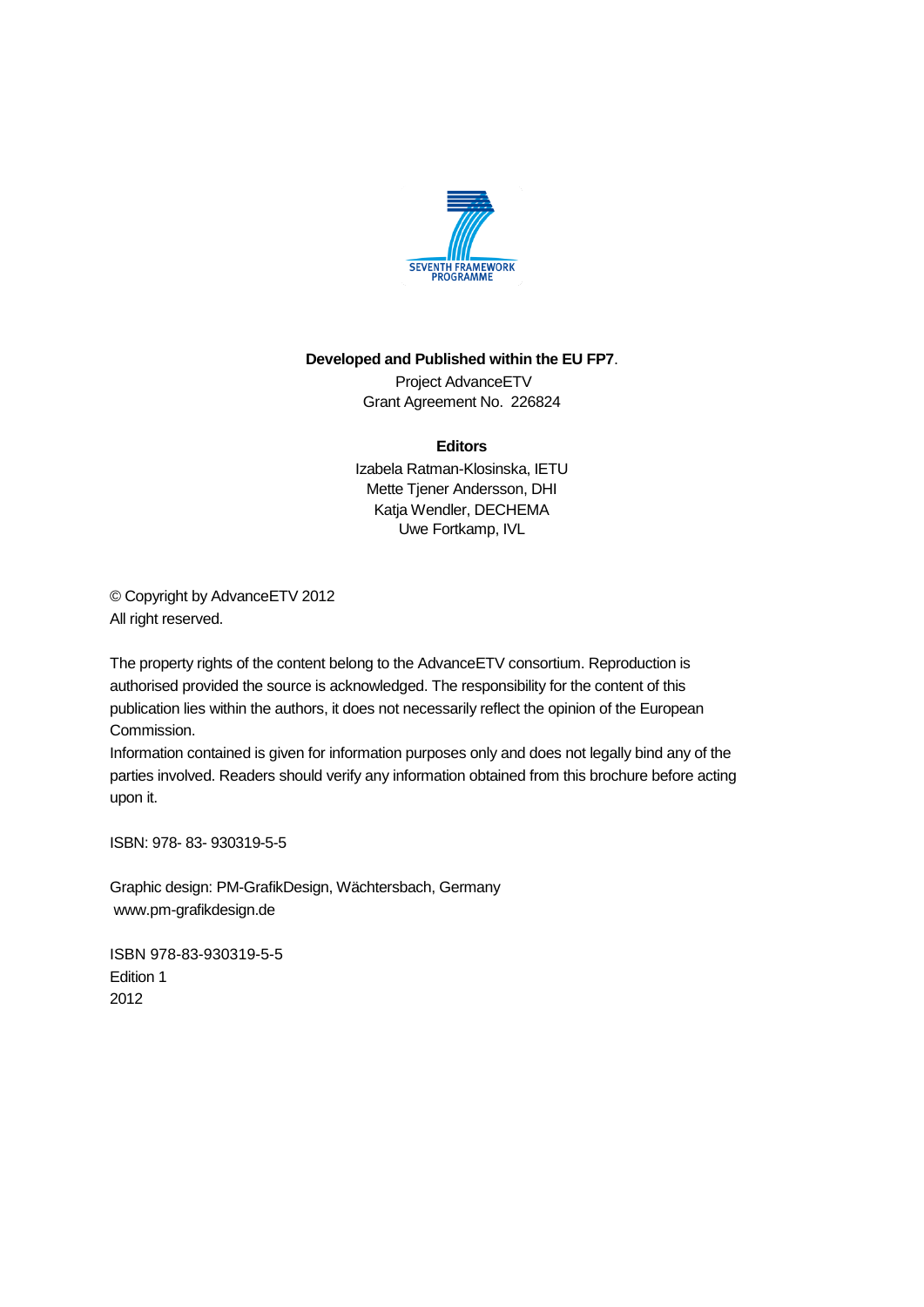SEVENTH FRAMEWORK PROGRAMME

**Developed and Published within the EU FP7**.

Project AdvanceETV

Grant Agreement No. 226824

**Editors**

Izabela Ratman-Klosinska, IETU

Mette Tjener Andersson, DHI

Katja Wendler, DECHEMA

Uwe Fortkamp, IVL

© Copyright by AdvanceETV 2012

All right reserved.

The property rights of the content belong to the AdvanceETV consortium. Reproduction is authorised provided the source is acknowledged. The responsibility for the content of this publication lies within the authors, it does not necessarily reflect the opinion of the European Commission.

Information contained is given for information purposes only and does not legally bind any of the parties involved. Readers should verify any information obtained from this brochure before acting upon it.

ISBN: 978- 83- 930319-5-5

Graphic design: PM-GrafikDesign, Wächtersbach, Germany

www.pm-grafikdesign.de

ISBN 978-83-930319-5-5

Edition 1

2012